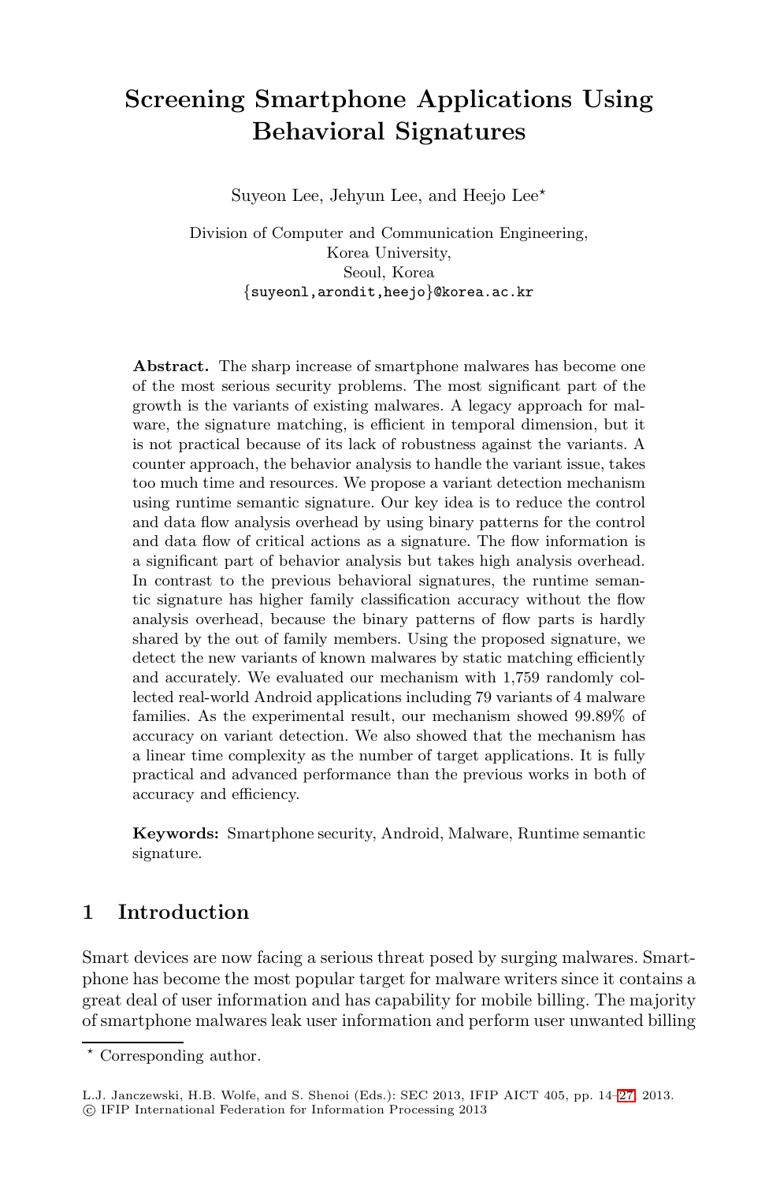# Screening Smartphone Applications Using Behavioral Signatures

Suyeon Lee, Jehyun Lee, and Heejo Lee*

Division of Computer and Communication Engineering,
Korea University,
Seoul, Korea
{suyeonl,arondit,heejo}@korea.ac.kr

**Abstract.** The sharp increase of smartphone malwares has become one of the most serious security problems. The most significant part of the growth is the variants of existing malwares. A legacy approach for malware, the signature matching, is efficient in temporal dimension, but it is not practical because of its lack of robustness against the variants. A counter approach, the behavior analysis to handle the variant issue, takes too much time and resources. We propose a variant detection mechanism using runtime semantic signature. Our key idea is to reduce the control and data flow analysis overhead by using binary patterns for the control and data flow of critical actions as a signature. The flow information is a significant part of behavior analysis but takes high analysis overhead. In contrast to the previous behavioral signatures, the runtime semantic signature has higher family classification accuracy without the flow analysis overhead, because the binary patterns of flow parts is hardly shared by the out of family members. Using the proposed signature, we detect the new variants of known malwares by static matching efficiently and accurately. We evaluated our mechanism with 1,759 randomly collected real-world Android applications including 79 variants of 4 malware families. As the experimental result, our mechanism showed 99.89% of accuracy on variant detection. We also showed that the mechanism has a linear time complexity as the number of target applications. It is fully practical and advanced performance than the previous works in both of accuracy and efficiency.

**Keywords:** Smartphone security, Android, Malware, Runtime semantic signature.

## 1 Introduction

Smart devices are now facing a serious threat posed by surging malwares. Smartphone has become the most popular target for malware writers since it contains a great deal of user information and has capability for mobile billing. The majority of smartphone malwares leak user information and perform user unwanted billing

* Corresponding author.

L.J. Janczewski, H.B. Wolfe, and S. Shenoi (Eds.): SEC 2013, IFIP AICT 405, pp. 14–27, 2013.
© IFIP International Federation for Information Processing 2013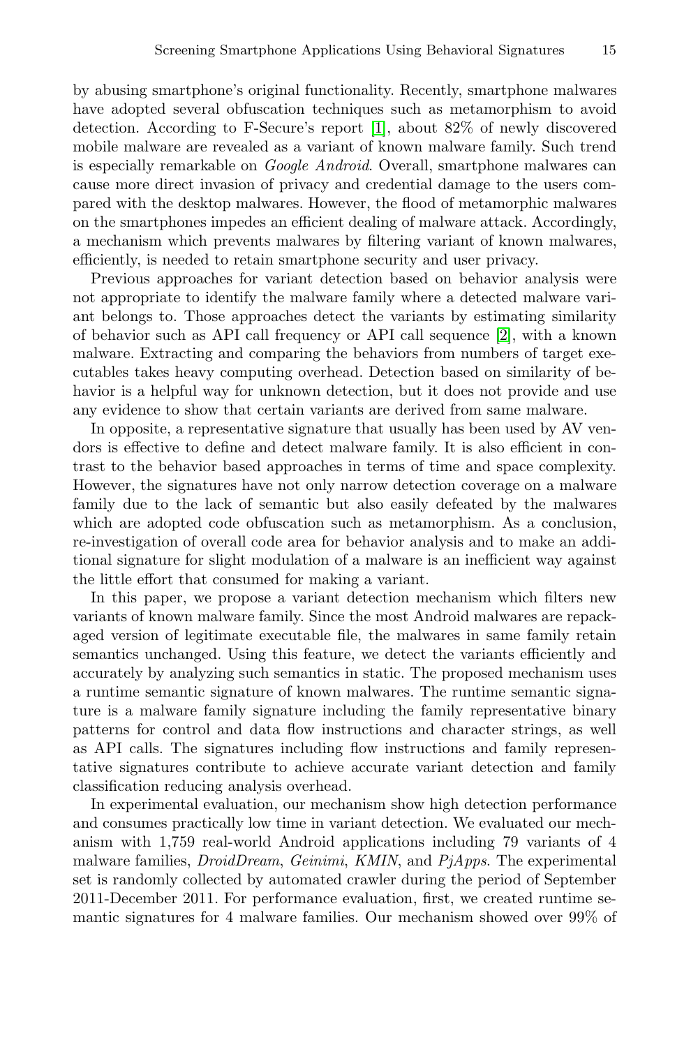by abusing smartphone's original functionality. Recently, smartphone malwares have adopted several obfuscation techniques such as metamorphism to avoid detection. According to F-Secure's report [1], about 82% of newly discovered mobile malware are revealed as a variant of known malware family. Such trend is especially remarkable on *Google Android*. Overall, smartphone malwares can cause more direct invasion of privacy and credential damage to the users compared with the desktop malwares. However, the flood of metamorphic malwares on the smartphones impedes an efficient dealing of malware attack. Accordingly, a mechanism which prevents malwares by filtering variant of known malwares, efficiently, is needed to retain smartphone security and user privacy.

Previous approaches for variant detection based on behavior analysis were not appropriate to identify the malware family where a detected malware variant belongs to. Those approaches detect the variants by estimating similarity of behavior such as API call frequency or API call sequence [2], with a known malware. Extracting and comparing the behaviors from numbers of target executables takes heavy computing overhead. Detection based on similarity of behavior is a helpful way for unknown detection, but it does not provide and use any evidence to show that certain variants are derived from same malware.

In opposite, a representative signature that usually has been used by AV vendors is effective to define and detect malware family. It is also efficient in contrast to the behavior based approaches in terms of time and space complexity. However, the signatures have not only narrow detection coverage on a malware family due to the lack of semantic but also easily defeated by the malwares which are adopted code obfuscation such as metamorphism. As a conclusion, re-investigation of overall code area for behavior analysis and to make an additional signature for slight modulation of a malware is an inefficient way against the little effort that consumed for making a variant.

In this paper, we propose a variant detection mechanism which filters new variants of known malware family. Since the most Android malwares are repackaged version of legitimate executable file, the malwares in same family retain semantics unchanged. Using this feature, we detect the variants efficiently and accurately by analyzing such semantics in static. The proposed mechanism uses a runtime semantic signature of known malwares. The runtime semantic signature is a malware family signature including the family representative binary patterns for control and data flow instructions and character strings, as well as API calls. The signatures including flow instructions and family representative signatures contribute to achieve accurate variant detection and family classification reducing analysis overhead.

In experimental evaluation, our mechanism show high detection performance and consumes practically low time in variant detection. We evaluated our mechanism with 1,759 real-world Android applications including 79 variants of 4 malware families, *DroidDream*, *Geinimi*, *KMIN*, and *PjApps*. The experimental set is randomly collected by automated crawler during the period of September 2011-December 2011. For performance evaluation, first, we created runtime semantic signatures for 4 malware families. Our mechanism showed over 99% of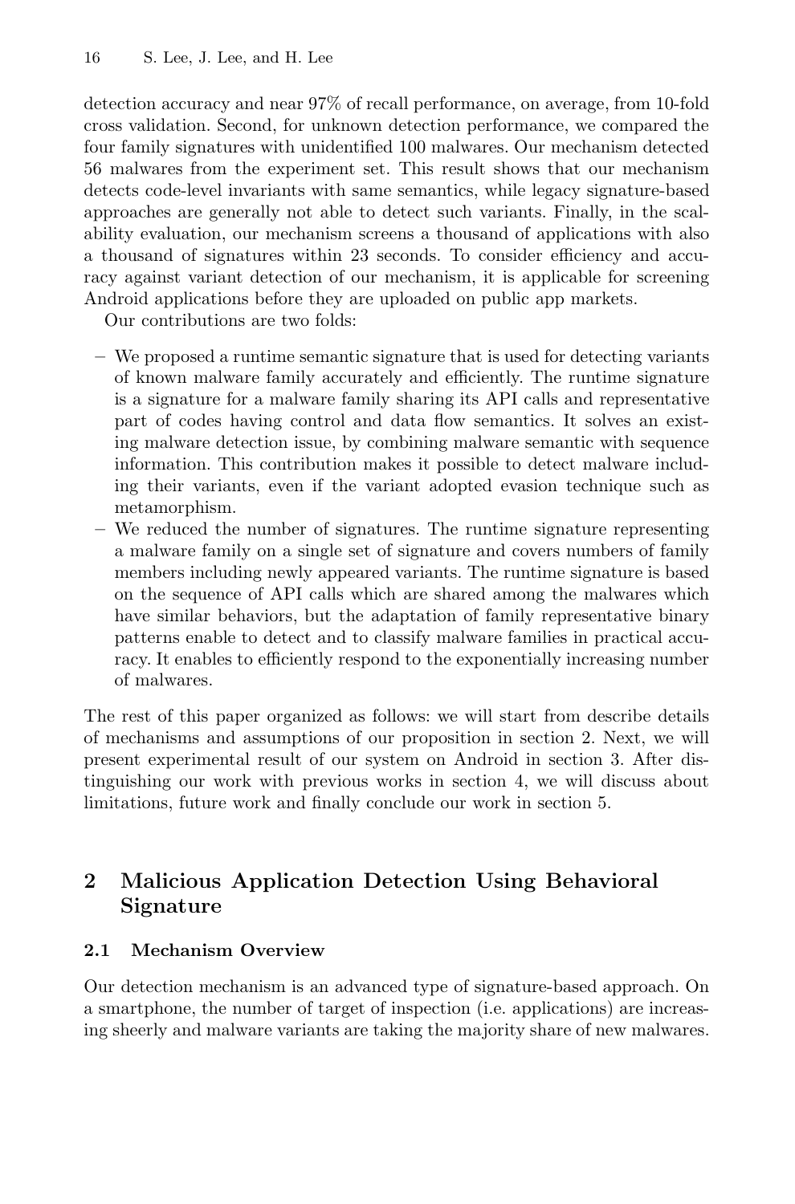detection accuracy and near 97% of recall performance, on average, from 10-fold cross validation. Second, for unknown detection performance, we compared the four family signatures with unidentified 100 malwares. Our mechanism detected 56 malwares from the experiment set. This result shows that our mechanism detects code-level invariants with same semantics, while legacy signature-based approaches are generally not able to detect such variants. Finally, in the scalability evaluation, our mechanism screens a thousand of applications with also a thousand of signatures within 23 seconds. To consider efficiency and accuracy against variant detection of our mechanism, it is applicable for screening Android applications before they are uploaded on public app markets.

Our contributions are two folds:

- We proposed a runtime semantic signature that is used for detecting variants of known malware family accurately and efficiently. The runtime signature is a signature for a malware family sharing its API calls and representative part of codes having control and data flow semantics. It solves an existing malware detection issue, by combining malware semantic with sequence information. This contribution makes it possible to detect malware including their variants, even if the variant adopted evasion technique such as metamorphism.
- We reduced the number of signatures. The runtime signature representing a malware family on a single set of signature and covers numbers of family members including newly appeared variants. The runtime signature is based on the sequence of API calls which are shared among the malwares which have similar behaviors, but the adaptation of family representative binary patterns enable to detect and to classify malware families in practical accuracy. It enables to efficiently respond to the exponentially increasing number of malwares.

The rest of this paper organized as follows: we will start from describe details of mechanisms and assumptions of our proposition in section 2. Next, we will present experimental result of our system on Android in section 3. After distinguishing our work with previous works in section 4, we will discuss about limitations, future work and finally conclude our work in section 5.

## 2 Malicious Application Detection Using Behavioral Signature

### 2.1 Mechanism Overview

Our detection mechanism is an advanced type of signature-based approach. On a smartphone, the number of target of inspection (i.e. applications) are increasing sheerly and malware variants are taking the majority share of new malwares.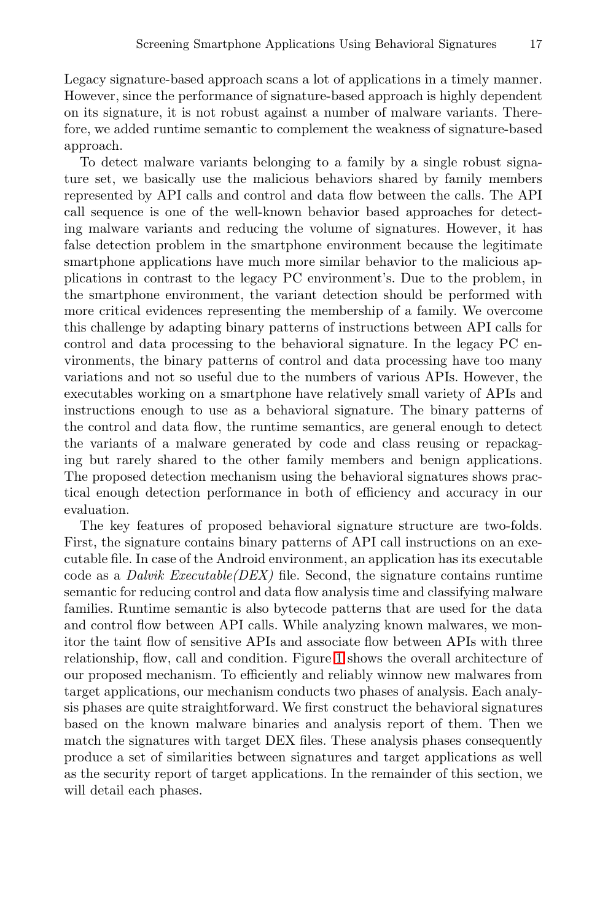Legacy signature-based approach scans a lot of applications in a timely manner. However, since the performance of signature-based approach is highly dependent on its signature, it is not robust against a number of malware variants. Therefore, we added runtime semantic to complement the weakness of signature-based approach.

To detect malware variants belonging to a family by a single robust signature set, we basically use the malicious behaviors shared by family members represented by API calls and control and data flow between the calls. The API call sequence is one of the well-known behavior based approaches for detecting malware variants and reducing the volume of signatures. However, it has false detection problem in the smartphone environment because the legitimate smartphone applications have much more similar behavior to the malicious applications in contrast to the legacy PC environment's. Due to the problem, in the smartphone environment, the variant detection should be performed with more critical evidences representing the membership of a family. We overcome this challenge by adapting binary patterns of instructions between API calls for control and data processing to the behavioral signature. In the legacy PC environments, the binary patterns of control and data processing have too many variations and not so useful due to the numbers of various APIs. However, the executables working on a smartphone have relatively small variety of APIs and instructions enough to use as a behavioral signature. The binary patterns of the control and data flow, the runtime semantics, are general enough to detect the variants of a malware generated by code and class reusing or repackaging but rarely shared to the other family members and benign applications. The proposed detection mechanism using the behavioral signatures shows practical enough detection performance in both of efficiency and accuracy in our evaluation.

The key features of proposed behavioral signature structure are two-folds. First, the signature contains binary patterns of API call instructions on an executable file. In case of the Android environment, an application has its executable code as a *Dalvik Executable(DEX)* file. Second, the signature contains runtime semantic for reducing control and data flow analysis time and classifying malware families. Runtime semantic is also bytecode patterns that are used for the data and control flow between API calls. While analyzing known malwares, we monitor the taint flow of sensitive APIs and associate flow between APIs with three relationship, flow, call and condition. Figure 1 shows the overall architecture of our proposed mechanism. To efficiently and reliably winnow new malwares from target applications, our mechanism conducts two phases of analysis. Each analysis phases are quite straightforward. We first construct the behavioral signatures based on the known malware binaries and analysis report of them. Then we match the signatures with target DEX files. These analysis phases consequently produce a set of similarities between signatures and target applications as well as the security report of target applications. In the remainder of this section, we will detail each phases.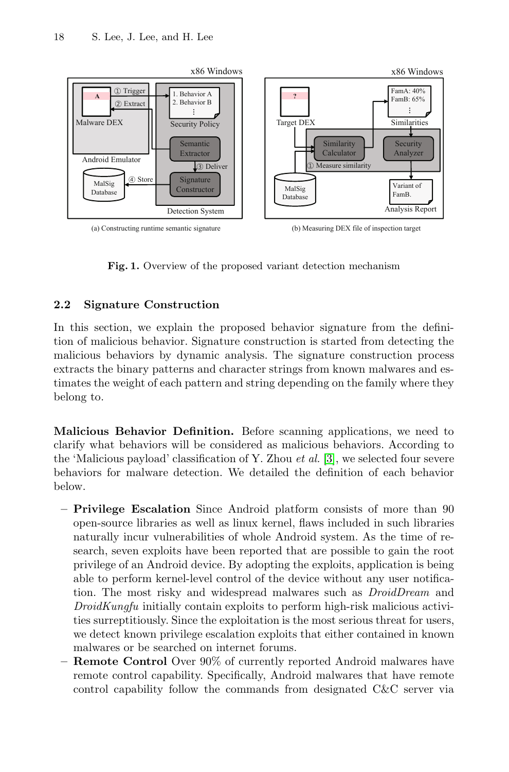**Fig. 1.** Overview of the proposed variant detection mechanism

### 2.2 Signature Construction

In this section, we explain the proposed behavior signature from the definition of malicious behavior. Signature construction is started from detecting the malicious behaviors by dynamic analysis. The signature construction process extracts the binary patterns and character strings from known malwares and estimates the weight of each pattern and string depending on the family where they belong to.

**Malicious Behavior Definition.** Before scanning applications, we need to clarify what behaviors will be considered as malicious behaviors. According to the 'Malicious payload' classification of Y. Zhou *et al.* [3], we selected four severe behaviors for malware detection. We detailed the definition of each behavior below.

- **Privilege Escalation** Since Android platform consists of more than 90 open-source libraries as well as linux kernel, flaws included in such libraries naturally incur vulnerabilities of whole Android system. As the time of research, seven exploits have been reported that are possible to gain the root privilege of an Android device. By adopting the exploits, application is being able to perform kernel-level control of the device without any user notification. The most risky and widespread malwares such as *DroidDream* and *DroidKungfu* initially contain exploits to perform high-risk malicious activities surreptitiously. Since the exploitation is the most serious threat for users, we detect known privilege escalation exploits that either contained in known malwares or be searched on internet forums.
- **Remote Control** Over 90% of currently reported Android malwares have remote control capability. Specifically, Android malwares that have remote control capability follow the commands from designated C&C server via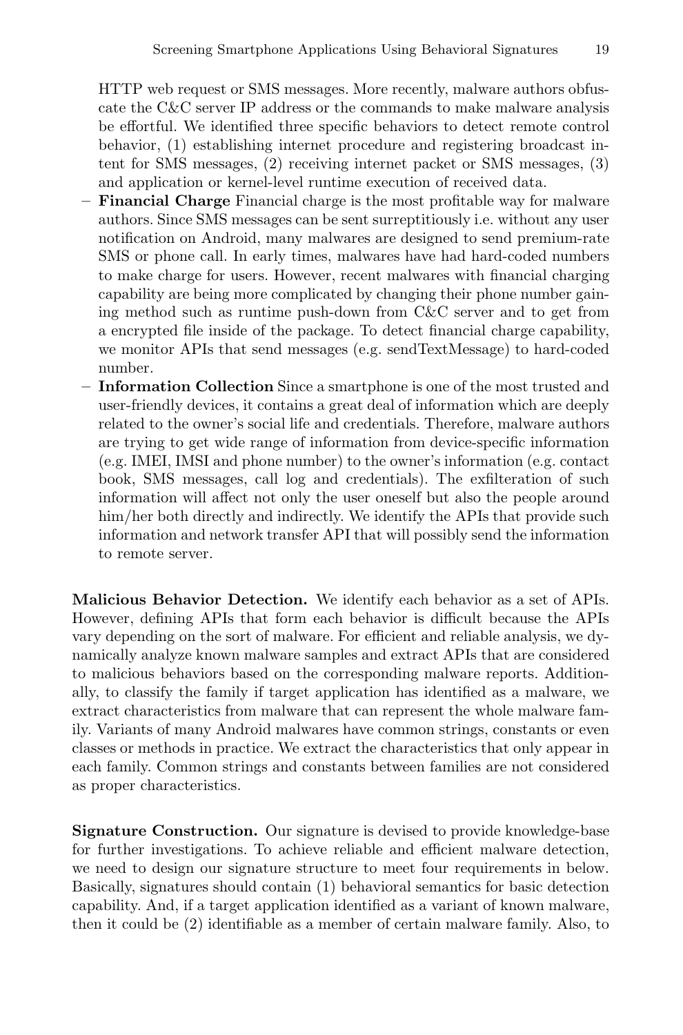HTTP web request or SMS messages. More recently, malware authors obfuscate the C&C server IP address or the commands to make malware analysis be effortful. We identified three specific behaviors to detect remote control behavior, (1) establishing internet procedure and registering broadcast intent for SMS messages, (2) receiving internet packet or SMS messages, (3) and application or kernel-level runtime execution of received data.

- **Financial Charge** Financial charge is the most profitable way for malware authors. Since SMS messages can be sent surreptitiously i.e. without any user notification on Android, many malwares are designed to send premium-rate SMS or phone call. In early times, malwares have had hard-coded numbers to make charge for users. However, recent malwares with financial charging capability are being more complicated by changing their phone number gaining method such as runtime push-down from C&C server and to get from a encrypted file inside of the package. To detect financial charge capability, we monitor APIs that send messages (e.g. sendTextMessage) to hard-coded number.
- **Information Collection** Since a smartphone is one of the most trusted and user-friendly devices, it contains a great deal of information which are deeply related to the owner's social life and credentials. Therefore, malware authors are trying to get wide range of information from device-specific information (e.g. IMEI, IMSI and phone number) to the owner's information (e.g. contact book, SMS messages, call log and credentials). The exfilteration of such information will affect not only the user oneself but also the people around him/her both directly and indirectly. We identify the APIs that provide such information and network transfer API that will possibly send the information to remote server.

**Malicious Behavior Detection.** We identify each behavior as a set of APIs. However, defining APIs that form each behavior is difficult because the APIs vary depending on the sort of malware. For efficient and reliable analysis, we dynamically analyze known malware samples and extract APIs that are considered to malicious behaviors based on the corresponding malware reports. Additionally, to classify the family if target application has identified as a malware, we extract characteristics from malware that can represent the whole malware family. Variants of many Android malwares have common strings, constants or even classes or methods in practice. We extract the characteristics that only appear in each family. Common strings and constants between families are not considered as proper characteristics.

**Signature Construction.** Our signature is devised to provide knowledge-base for further investigations. To achieve reliable and efficient malware detection, we need to design our signature structure to meet four requirements in below. Basically, signatures should contain (1) behavioral semantics for basic detection capability. And, if a target application identified as a variant of known malware, then it could be (2) identifiable as a member of certain malware family. Also, to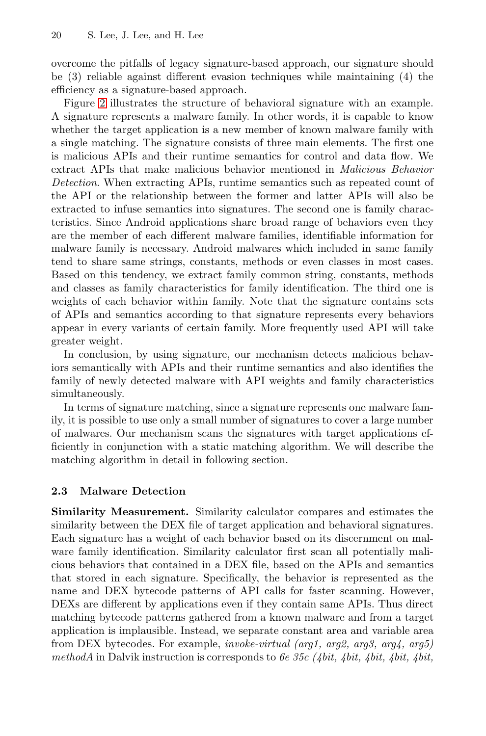overcome the pitfalls of legacy signature-based approach, our signature should be (3) reliable against different evasion techniques while maintaining (4) the efficiency as a signature-based approach.

Figure 2 illustrates the structure of behavioral signature with an example. A signature represents a malware family. In other words, it is capable to know whether the target application is a new member of known malware family with a single matching. The signature consists of three main elements. The first one is malicious APIs and their runtime semantics for control and data flow. We extract APIs that make malicious behavior mentioned in *Malicious Behavior Detection*. When extracting APIs, runtime semantics such as repeated count of the API or the relationship between the former and latter APIs will also be extracted to infuse semantics into signatures. The second one is family characteristics. Since Android applications share broad range of behaviors even they are the member of each different malware families, identifiable information for malware family is necessary. Android malwares which included in same family tend to share same strings, constants, methods or even classes in most cases. Based on this tendency, we extract family common string, constants, methods and classes as family characteristics for family identification. The third one is weights of each behavior within family. Note that the signature contains sets of APIs and semantics according to that signature represents every behaviors appear in every variants of certain family. More frequently used API will take greater weight.

In conclusion, by using signature, our mechanism detects malicious behaviors semantically with APIs and their runtime semantics and also identifies the family of newly detected malware with API weights and family characteristics simultaneously.

In terms of signature matching, since a signature represents one malware family, it is possible to use only a small number of signatures to cover a large number of malwares. Our mechanism scans the signatures with target applications efficiently in conjunction with a static matching algorithm. We will describe the matching algorithm in detail in following section.

### 2.3 Malware Detection

**Similarity Measurement.** Similarity calculator compares and estimates the similarity between the DEX file of target application and behavioral signatures. Each signature has a weight of each behavior based on its discernment on malware family identification. Similarity calculator first scan all potentially malicious behaviors that contained in a DEX file, based on the APIs and semantics that stored in each signature. Specifically, the behavior is represented as the name and DEX bytecode patterns of API calls for faster scanning. However, DEXs are different by applications even if they contain same APIs. Thus direct matching bytecode patterns gathered from a known malware and from a target application is implausible. Instead, we separate constant area and variable area from DEX bytecodes. For example, *invoke-virtual (arg1, arg2, arg3, arg4, arg5) methodA* in Dalvik instruction is corresponds to *6e 35c (4bit, 4bit, 4bit, 4bit, 4bit,*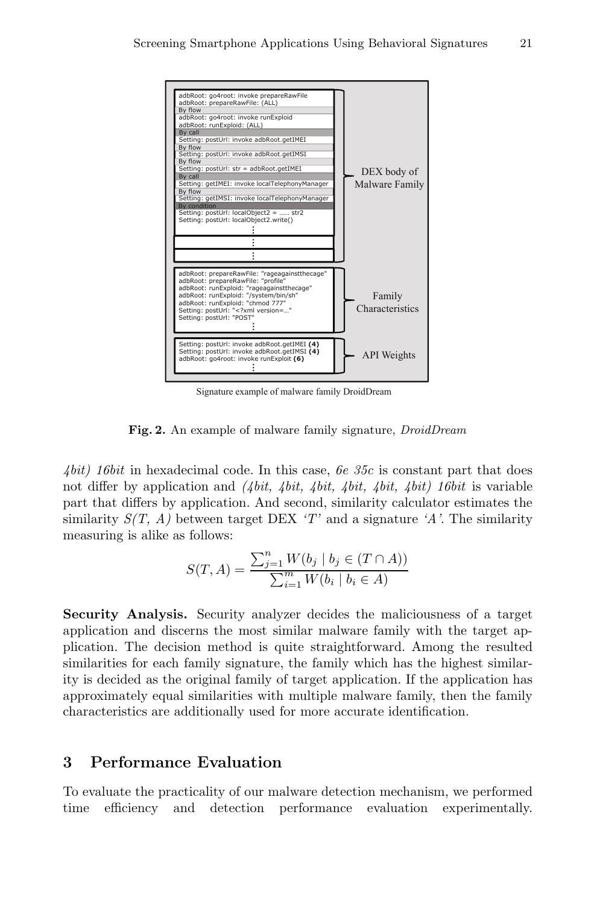Fig. 2. An example of malware family signature, *DroidDream*

*4bit) 16bit* in hexadecimal code. In this case, *6e 35c* is constant part that does not differ by application and *(4bit, 4bit, 4bit, 4bit, 4bit, 4bit) 16bit* is variable part that differs by application. And second, similarity calculator estimates the similarity *S(T, A)* between target DEX *'T'* and a signature *'A'*. The similarity measuring is alike as follows:

$$S(T, A) = \frac{\sum_{j=1}^{n} W(b_j \mid b_j \in (T \cap A))}{\sum_{i=1}^{m} W(b_i \mid b_i \in A)}$$

**Security Analysis.** Security analyzer decides the maliciousness of a target application and discerns the most similar malware family with the target application. The decision method is quite straightforward. Among the resulted similarities for each family signature, the family which has the highest similarity is decided as the original family of target application. If the application has approximately equal similarities with multiple malware family, then the family characteristics are additionally used for more accurate identification.

## 3 Performance Evaluation

To evaluate the practicality of our malware detection mechanism, we performed time efficiency and detection performance evaluation experimentally.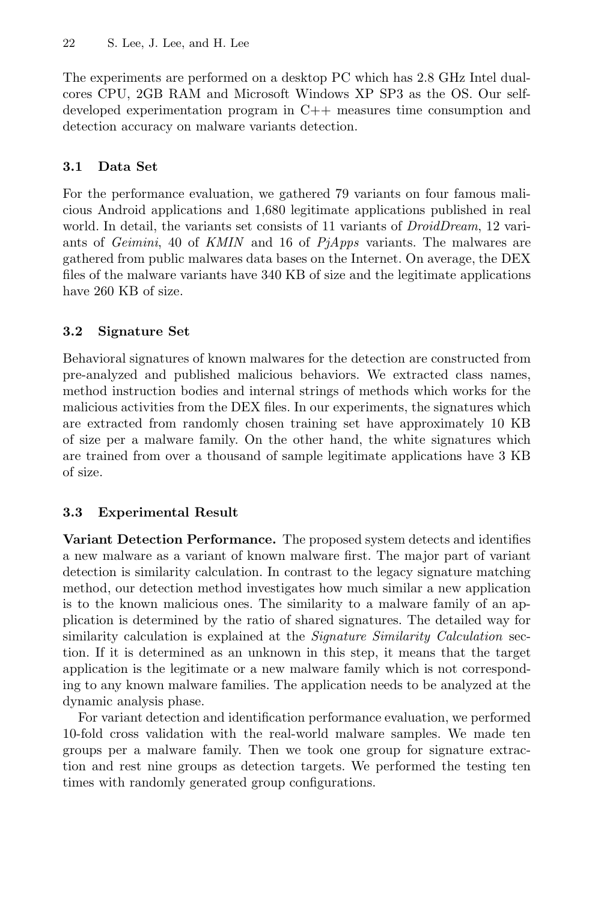The experiments are performed on a desktop PC which has 2.8 GHz Intel dual-cores CPU, 2GB RAM and Microsoft Windows XP SP3 as the OS. Our self-developed experimentation program in C++ measures time consumption and detection accuracy on malware variants detection.

### 3.1 Data Set

For the performance evaluation, we gathered 79 variants on four famous malicious Android applications and 1,680 legitimate applications published in real world. In detail, the variants set consists of 11 variants of *DroidDream*, 12 variants of *Geimini*, 40 of *KMIN* and 16 of *PjApps* variants. The malwares are gathered from public malwares data bases on the Internet. On average, the DEX files of the malware variants have 340 KB of size and the legitimate applications have 260 KB of size.

### 3.2 Signature Set

Behavioral signatures of known malwares for the detection are constructed from pre-analyzed and published malicious behaviors. We extracted class names, method instruction bodies and internal strings of methods which works for the malicious activities from the DEX files. In our experiments, the signatures which are extracted from randomly chosen training set have approximately 10 KB of size per a malware family. On the other hand, the white signatures which are trained from over a thousand of sample legitimate applications have 3 KB of size.

### 3.3 Experimental Result

**Variant Detection Performance.** The proposed system detects and identifies a new malware as a variant of known malware first. The major part of variant detection is similarity calculation. In contrast to the legacy signature matching method, our detection method investigates how much similar a new application is to the known malicious ones. The similarity to a malware family of an application is determined by the ratio of shared signatures. The detailed way for similarity calculation is explained at the *Signature Similarity Calculation* section. If it is determined as an unknown in this step, it means that the target application is the legitimate or a new malware family which is not corresponding to any known malware families. The application needs to be analyzed at the dynamic analysis phase.

For variant detection and identification performance evaluation, we performed 10-fold cross validation with the real-world malware samples. We made ten groups per a malware family. Then we took one group for signature extraction and rest nine groups as detection targets. We performed the testing ten times with randomly generated group configurations.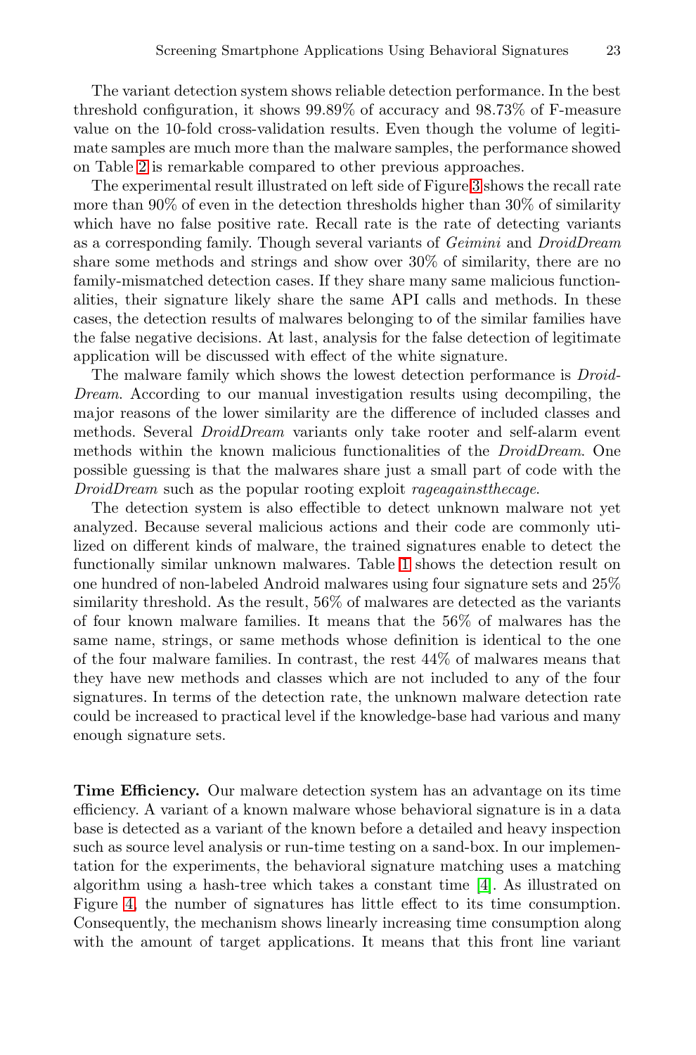The variant detection system shows reliable detection performance. In the best threshold configuration, it shows 99.89% of accuracy and 98.73% of F-measure value on the 10-fold cross-validation results. Even though the volume of legitimate samples are much more than the malware samples, the performance showed on Table 2 is remarkable compared to other previous approaches.

The experimental result illustrated on left side of Figure 3 shows the recall rate more than 90% of even in the detection thresholds higher than 30% of similarity which have no false positive rate. Recall rate is the rate of detecting variants as a corresponding family. Though several variants of *Geimini* and *DroidDream* share some methods and strings and show over 30% of similarity, there are no family-mismatched detection cases. If they share many same malicious functionalities, their signature likely share the same API calls and methods. In these cases, the detection results of malwares belonging to of the similar families have the false negative decisions. At last, analysis for the false detection of legitimate application will be discussed with effect of the white signature.

The malware family which shows the lowest detection performance is *DroidDream*. According to our manual investigation results using decompiling, the major reasons of the lower similarity are the difference of included classes and methods. Several *DroidDream* variants only take rooter and self-alarm event methods within the known malicious functionalities of the *DroidDream*. One possible guessing is that the malwares share just a small part of code with the *DroidDream* such as the popular rooting exploit *rageagainstthecage*.

The detection system is also effectible to detect unknown malware not yet analyzed. Because several malicious actions and their code are commonly utilized on different kinds of malware, the trained signatures enable to detect the functionally similar unknown malwares. Table 1 shows the detection result on one hundred of non-labeled Android malwares using four signature sets and 25% similarity threshold. As the result, 56% of malwares are detected as the variants of four known malware families. It means that the 56% of malwares has the same name, strings, or same methods whose definition is identical to the one of the four malware families. In contrast, the rest 44% of malwares means that they have new methods and classes which are not included to any of the four signatures. In terms of the detection rate, the unknown malware detection rate could be increased to practical level if the knowledge-base had various and many enough signature sets.

**Time Efficiency.** Our malware detection system has an advantage on its time efficiency. A variant of a known malware whose behavioral signature is in a data base is detected as a variant of the known before a detailed and heavy inspection such as source level analysis or run-time testing on a sand-box. In our implementation for the experiments, the behavioral signature matching uses a matching algorithm using a hash-tree which takes a constant time [4]. As illustrated on Figure 4, the number of signatures has little effect to its time consumption. Consequently, the mechanism shows linearly increasing time consumption along with the amount of target applications. It means that this front line variant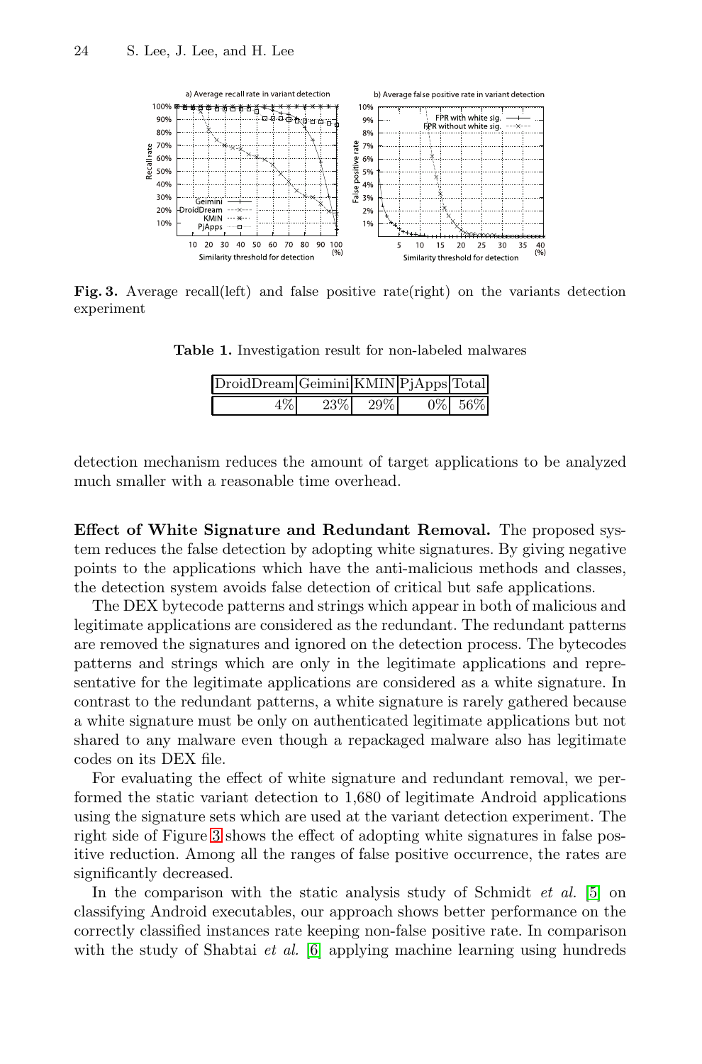**Fig. 3.** Average recall(left) and false positive rate(right) on the variants detection experiment

**Table 1.** Investigation result for non-labeled malwares

| DroidDream | Geimini | KMIN | PjApps | Total |
|---|---|---|---|---|
| 4% | 23% | 29% | 0% | 56% |

detection mechanism reduces the amount of target applications to be analyzed much smaller with a reasonable time overhead.

**Effect of White Signature and Redundant Removal.** The proposed system reduces the false detection by adopting white signatures. By giving negative points to the applications which have the anti-malicious methods and classes, the detection system avoids false detection of critical but safe applications.

The DEX bytecode patterns and strings which appear in both of malicious and legitimate applications are considered as the redundant. The redundant patterns are removed the signatures and ignored on the detection process. The bytecodes patterns and strings which are only in the legitimate applications and representative for the legitimate applications are considered as a white signature. In contrast to the redundant patterns, a white signature is rarely gathered because a white signature must be only on authenticated legitimate applications but not shared to any malware even though a repackaged malware also has legitimate codes on its DEX file.

For evaluating the effect of white signature and redundant removal, we performed the static variant detection to 1,680 of legitimate Android applications using the signature sets which are used at the variant detection experiment. The right side of Figure 3 shows the effect of adopting white signatures in false positive reduction. Among all the ranges of false positive occurrence, the rates are significantly decreased.

In the comparison with the static analysis study of Schmidt *et al.* [5] on classifying Android executables, our approach shows better performance on the correctly classified instances rate keeping non-false positive rate. In comparison with the study of Shabtai *et al.* [6] applying machine learning using hundreds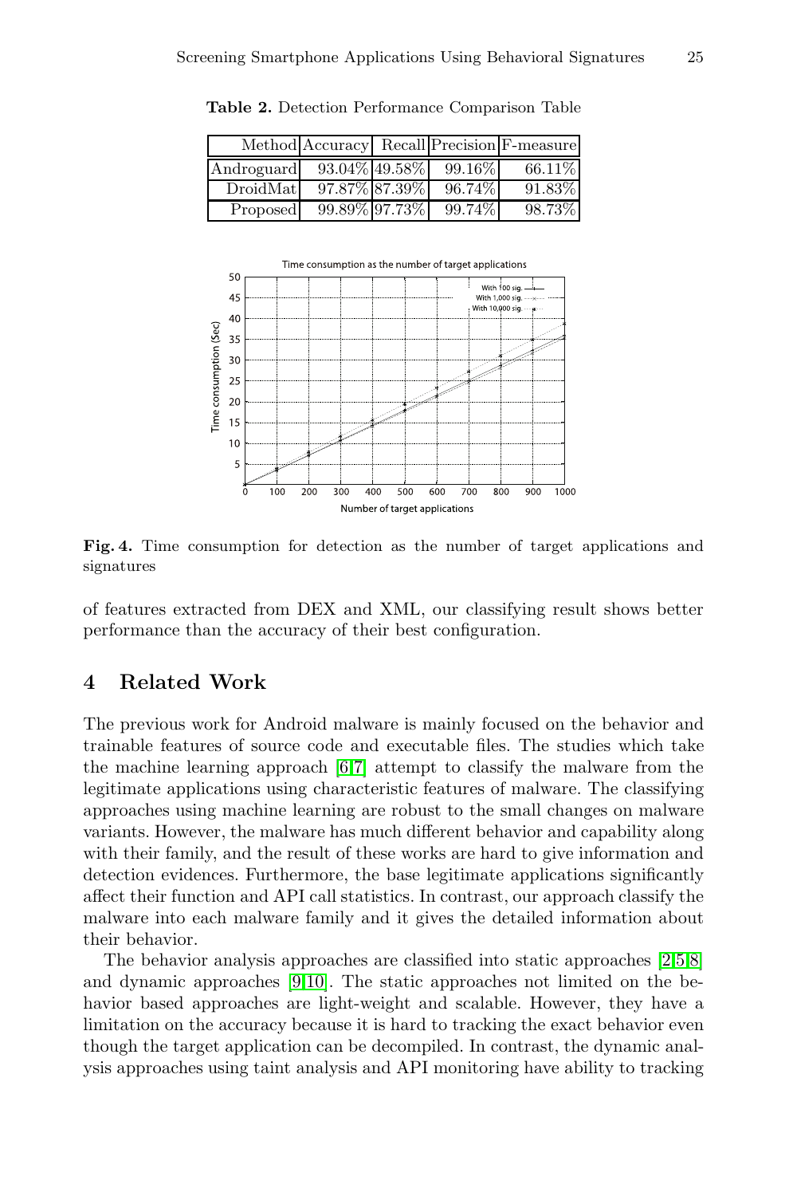**Table 2.** Detection Performance Comparison Table

| Method | Accuracy | Recall | Precision | F-measure |
|---|---|---|---|---|
| Androguard | 93.04% | 49.58% | 99.16% | 66.11% |
| DroidMat | 97.87% | 87.39% | 96.74% | 91.83% |
| Proposed | 99.89% | 97.73% | 99.74% | 98.73% |

**Fig. 4.** Time consumption for detection as the number of target applications and signatures

of features extracted from DEX and XML, our classifying result shows better performance than the accuracy of their best configuration.

## 4 Related Work

The previous work for Android malware is mainly focused on the behavior and trainable features of source code and executable files. The studies which take the machine learning approach [6,7] attempt to classify the malware from the legitimate applications using characteristic features of malware. The classifying approaches using machine learning are robust to the small changes on malware variants. However, the malware has much different behavior and capability along with their family, and the result of these works are hard to give information and detection evidences. Furthermore, the base legitimate applications significantly affect their function and API call statistics. In contrast, our approach classify the malware into each malware family and it gives the detailed information about their behavior.

The behavior analysis approaches are classified into static approaches [2,5,8] and dynamic approaches [9,10]. The static approaches not limited on the behavior based approaches are light-weight and scalable. However, they have a limitation on the accuracy because it is hard to tracking the exact behavior even though the target application can be decompiled. In contrast, the dynamic analysis approaches using taint analysis and API monitoring have ability to tracking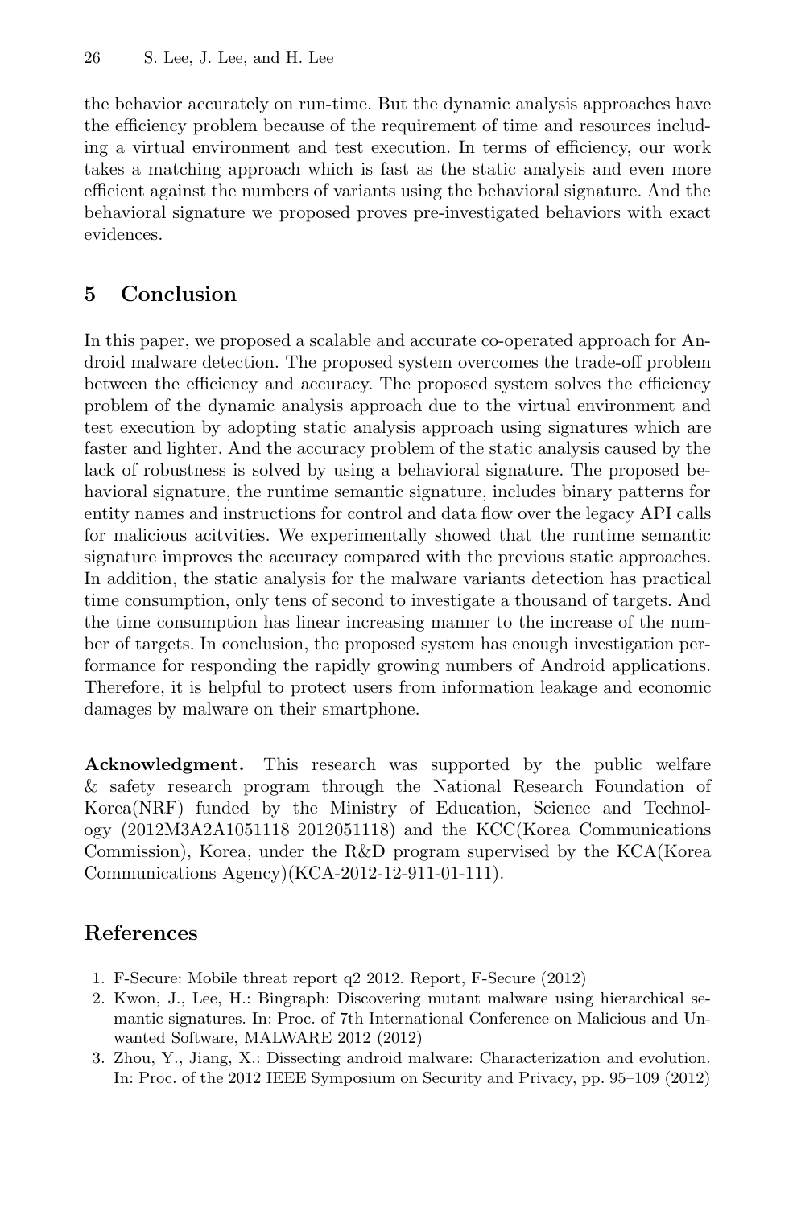the behavior accurately on run-time. But the dynamic analysis approaches have the efficiency problem because of the requirement of time and resources including a virtual environment and test execution. In terms of efficiency, our work takes a matching approach which is fast as the static analysis and even more efficient against the numbers of variants using the behavioral signature. And the behavioral signature we proposed proves pre-investigated behaviors with exact evidences.

## 5 Conclusion

In this paper, we proposed a scalable and accurate co-operated approach for Android malware detection. The proposed system overcomes the trade-off problem between the efficiency and accuracy. The proposed system solves the efficiency problem of the dynamic analysis approach due to the virtual environment and test execution by adopting static analysis approach using signatures which are faster and lighter. And the accuracy problem of the static analysis caused by the lack of robustness is solved by using a behavioral signature. The proposed behavioral signature, the runtime semantic signature, includes binary patterns for entity names and instructions for control and data flow over the legacy API calls for malicious acitvities. We experimentally showed that the runtime semantic signature improves the accuracy compared with the previous static approaches. In addition, the static analysis for the malware variants detection has practical time consumption, only tens of second to investigate a thousand of targets. And the time consumption has linear increasing manner to the increase of the number of targets. In conclusion, the proposed system has enough investigation performance for responding the rapidly growing numbers of Android applications. Therefore, it is helpful to protect users from information leakage and economic damages by malware on their smartphone.

**Acknowledgment.** This research was supported by the public welfare & safety research program through the National Research Foundation of Korea(NRF) funded by the Ministry of Education, Science and Technology (2012M3A2A1051118 2012051118) and the KCC(Korea Communications Commission), Korea, under the R&D program supervised by the KCA(Korea Communications Agency)(KCA-2012-12-911-01-111).

## References

1. F-Secure: Mobile threat report q2 2012. Report, F-Secure (2012)
2. Kwon, J., Lee, H.: Bingraph: Discovering mutant malware using hierarchical semantic signatures. In: Proc. of 7th International Conference on Malicious and Unwanted Software, MALWARE 2012 (2012)
3. Zhou, Y., Jiang, X.: Dissecting android malware: Characterization and evolution. In: Proc. of the 2012 IEEE Symposium on Security and Privacy, pp. 95–109 (2012)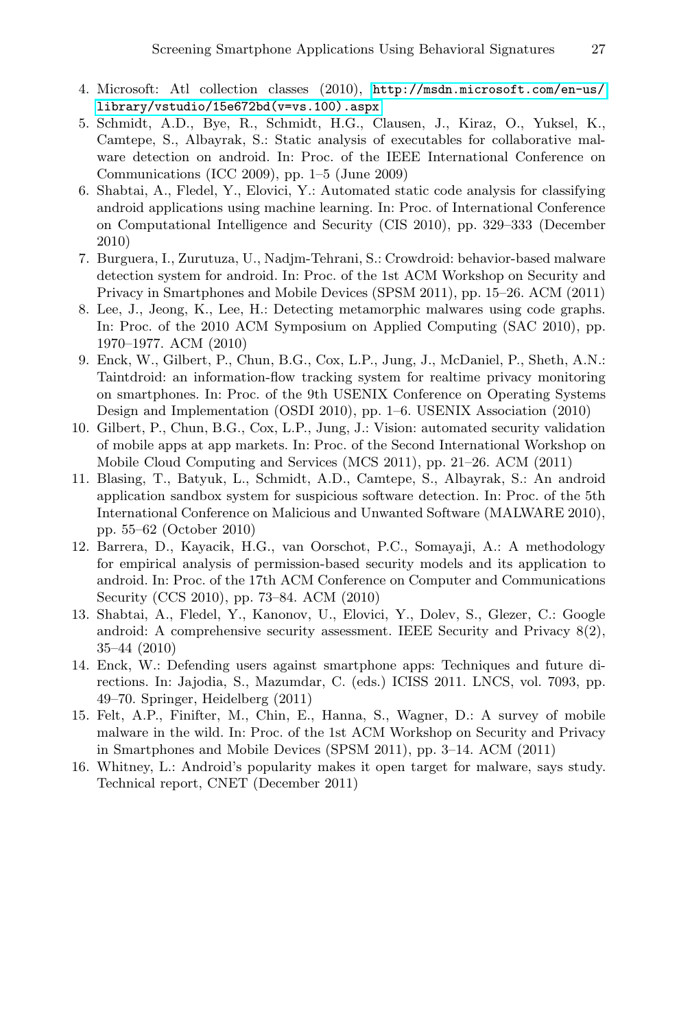4. Microsoft: Atl collection classes (2010), http://msdn.microsoft.com/en-us/library/vstudio/15e672bd(v=vs.100).aspx
5. Schmidt, A.D., Bye, R., Schmidt, H.G., Clausen, J., Kiraz, O., Yuksel, K., Camtepe, S., Albayrak, S.: Static analysis of executables for collaborative malware detection on android. In: Proc. of the IEEE International Conference on Communications (ICC 2009), pp. 1–5 (June 2009)
6. Shabtai, A., Fledel, Y., Elovici, Y.: Automated static code analysis for classifying android applications using machine learning. In: Proc. of International Conference on Computational Intelligence and Security (CIS 2010), pp. 329–333 (December 2010)
7. Burguera, I., Zurutuza, U., Nadjm-Tehrani, S.: Crowdroid: behavior-based malware detection system for android. In: Proc. of the 1st ACM Workshop on Security and Privacy in Smartphones and Mobile Devices (SPSM 2011), pp. 15–26. ACM (2011)
8. Lee, J., Jeong, K., Lee, H.: Detecting metamorphic malwares using code graphs. In: Proc. of the 2010 ACM Symposium on Applied Computing (SAC 2010), pp. 1970–1977. ACM (2010)
9. Enck, W., Gilbert, P., Chun, B.G., Cox, L.P., Jung, J., McDaniel, P., Sheth, A.N.: Taintdroid: an information-flow tracking system for realtime privacy monitoring on smartphones. In: Proc. of the 9th USENIX Conference on Operating Systems Design and Implementation (OSDI 2010), pp. 1–6. USENIX Association (2010)
10. Gilbert, P., Chun, B.G., Cox, L.P., Jung, J.: Vision: automated security validation of mobile apps at app markets. In: Proc. of the Second International Workshop on Mobile Cloud Computing and Services (MCS 2011), pp. 21–26. ACM (2011)
11. Blasing, T., Batyuk, L., Schmidt, A.D., Camtepe, S., Albayrak, S.: An android application sandbox system for suspicious software detection. In: Proc. of the 5th International Conference on Malicious and Unwanted Software (MALWARE 2010), pp. 55–62 (October 2010)
12. Barrera, D., Kayacik, H.G., van Oorschot, P.C., Somayaji, A.: A methodology for empirical analysis of permission-based security models and its application to android. In: Proc. of the 17th ACM Conference on Computer and Communications Security (CCS 2010), pp. 73–84. ACM (2010)
13. Shabtai, A., Fledel, Y., Kanonov, U., Elovici, Y., Dolev, S., Glezer, C.: Google android: A comprehensive security assessment. IEEE Security and Privacy 8(2), 35–44 (2010)
14. Enck, W.: Defending users against smartphone apps: Techniques and future directions. In: Jajodia, S., Mazumdar, C. (eds.) ICISS 2011. LNCS, vol. 7093, pp. 49–70. Springer, Heidelberg (2011)
15. Felt, A.P., Finifter, M., Chin, E., Hanna, S., Wagner, D.: A survey of mobile malware in the wild. In: Proc. of the 1st ACM Workshop on Security and Privacy in Smartphones and Mobile Devices (SPSM 2011), pp. 3–14. ACM (2011)
16. Whitney, L.: Android's popularity makes it open target for malware, says study. Technical report, CNET (December 2011)